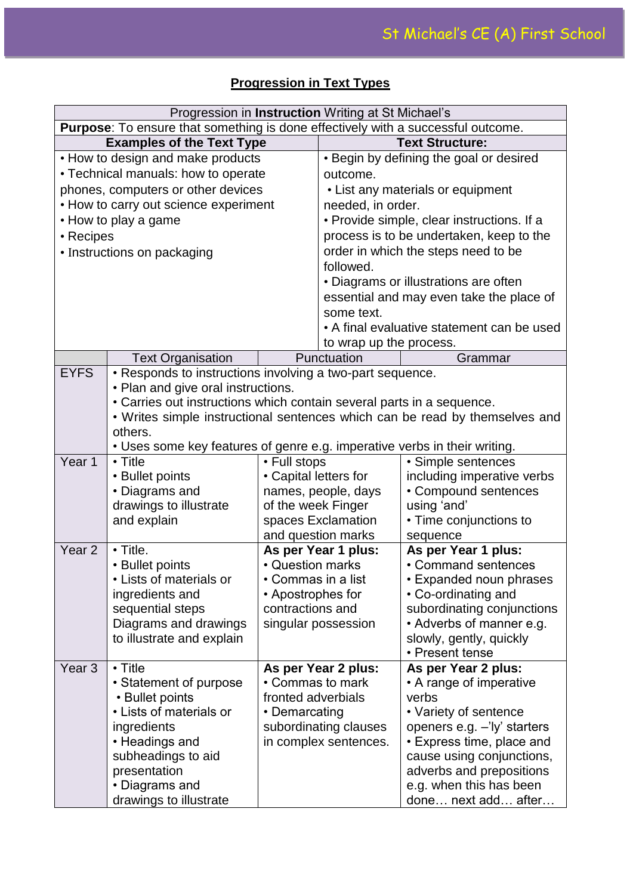## Progression in Text Types

| Progression in **Instruction** Writing at St Michael's | | | |
|---|---|---|---|
| **Purpose**: To ensure that something is done effectively with a successful outcome. | | | |
| **Examples of the Text Type** | | **Text Structure:** | |
| • How to design and make products<br>• Technical manuals: how to operate phones, computers or other devices<br>• How to carry out science experiment<br>• How to play a game<br>• Recipes<br>• Instructions on packaging | | • Begin by defining the goal or desired outcome.<br>• List any materials or equipment needed, in order.<br>• Provide simple, clear instructions. If a process is to be undertaken, keep to the order in which the steps need to be followed.<br>• Diagrams or illustrations are often essential and may even take the place of some text.<br>• A final evaluative statement can be used to wrap up the process. | |
| | Text Organisation | Punctuation | Grammar |
| EYFS | • Responds to instructions involving a two-part sequence.<br>• Plan and give oral instructions.<br>• Carries out instructions which contain several parts in a sequence.<br>• Writes simple instructional sentences which can be read by themselves and others.<br>• Uses some key features of genre e.g. imperative verbs in their writing. | | |
| Year 1 | • Title<br>• Bullet points<br>• Diagrams and drawings to illustrate and explain | • Full stops<br>• Capital letters for names, people, days of the week Finger spaces Exclamation and question marks | • Simple sentences including imperative verbs<br>• Compound sentences using 'and'<br>• Time conjunctions to sequence |
| Year 2 | • Title.<br>• Bullet points<br>• Lists of materials or ingredients and sequential steps Diagrams and drawings to illustrate and explain | **As per Year 1 plus:**<br>• Question marks<br>• Commas in a list<br>• Apostrophes for contractions and singular possession | **As per Year 1 plus:**<br>• Command sentences<br>• Expanded noun phrases<br>• Co-ordinating and subordinating conjunctions<br>• Adverbs of manner e.g. slowly, gently, quickly<br>• Present tense |
| Year 3 | • Title<br>• Statement of purpose<br>• Bullet points<br>• Lists of materials or ingredients<br>• Headings and subheadings to aid presentation<br>• Diagrams and drawings to illustrate | **As per Year 2 plus:**<br>• Commas to mark fronted adverbials<br>• Demarcating subordinating clauses in complex sentences. | **As per Year 2 plus:**<br>• A range of imperative verbs<br>• Variety of sentence openers e.g. –'ly' starters<br>• Express time, place and cause using conjunctions, adverbs and prepositions e.g. when this has been done… next add… after… |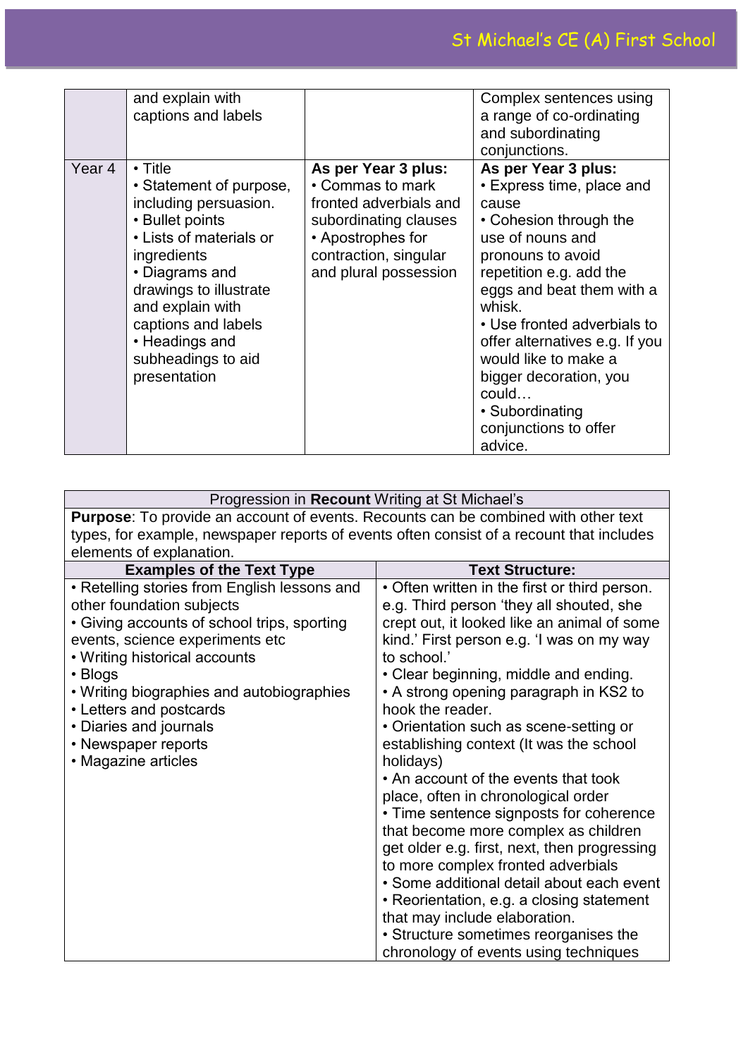| | | | |
|---|---|---|---|
| | and explain with captions and labels | | Complex sentences using a range of co-ordinating and subordinating conjunctions. |
| Year 4 | • Title<br>• Statement of purpose, including persuasion.<br>• Bullet points<br>• Lists of materials or ingredients<br>• Diagrams and drawings to illustrate and explain with captions and labels<br>• Headings and subheadings to aid presentation | **As per Year 3 plus:**<br>• Commas to mark fronted adverbials and subordinating clauses<br>• Apostrophes for contraction, singular and plural possession | **As per Year 3 plus:**<br>• Express time, place and cause<br>• Cohesion through the use of nouns and pronouns to avoid repetition e.g. add the eggs and beat them with a whisk.<br>• Use fronted adverbials to offer alternatives e.g. If you would like to make a bigger decoration, you could…<br>• Subordinating conjunctions to offer advice. |

| Progression in **Recount** Writing at St Michael's | |
|---|---|
| **Purpose**: To provide an account of events. Recounts can be combined with other text types, for example, newspaper reports of events often consist of a recount that includes elements of explanation. | |
| **Examples of the Text Type** | **Text Structure:** |
| • Retelling stories from English lessons and other foundation subjects<br>• Giving accounts of school trips, sporting events, science experiments etc<br>• Writing historical accounts<br>• Blogs<br>• Writing biographies and autobiographies<br>• Letters and postcards<br>• Diaries and journals<br>• Newspaper reports<br>• Magazine articles | • Often written in the first or third person. e.g. Third person 'they all shouted, she crept out, it looked like an animal of some kind.' First person e.g. 'I was on my way to school.'<br>• Clear beginning, middle and ending.<br>• A strong opening paragraph in KS2 to hook the reader.<br>• Orientation such as scene-setting or establishing context (It was the school holidays)<br>• An account of the events that took place, often in chronological order<br>• Time sentence signposts for coherence that become more complex as children get older e.g. first, next, then progressing to more complex fronted adverbials<br>• Some additional detail about each event<br>• Reorientation, e.g. a closing statement that may include elaboration.<br>• Structure sometimes reorganises the chronology of events using techniques |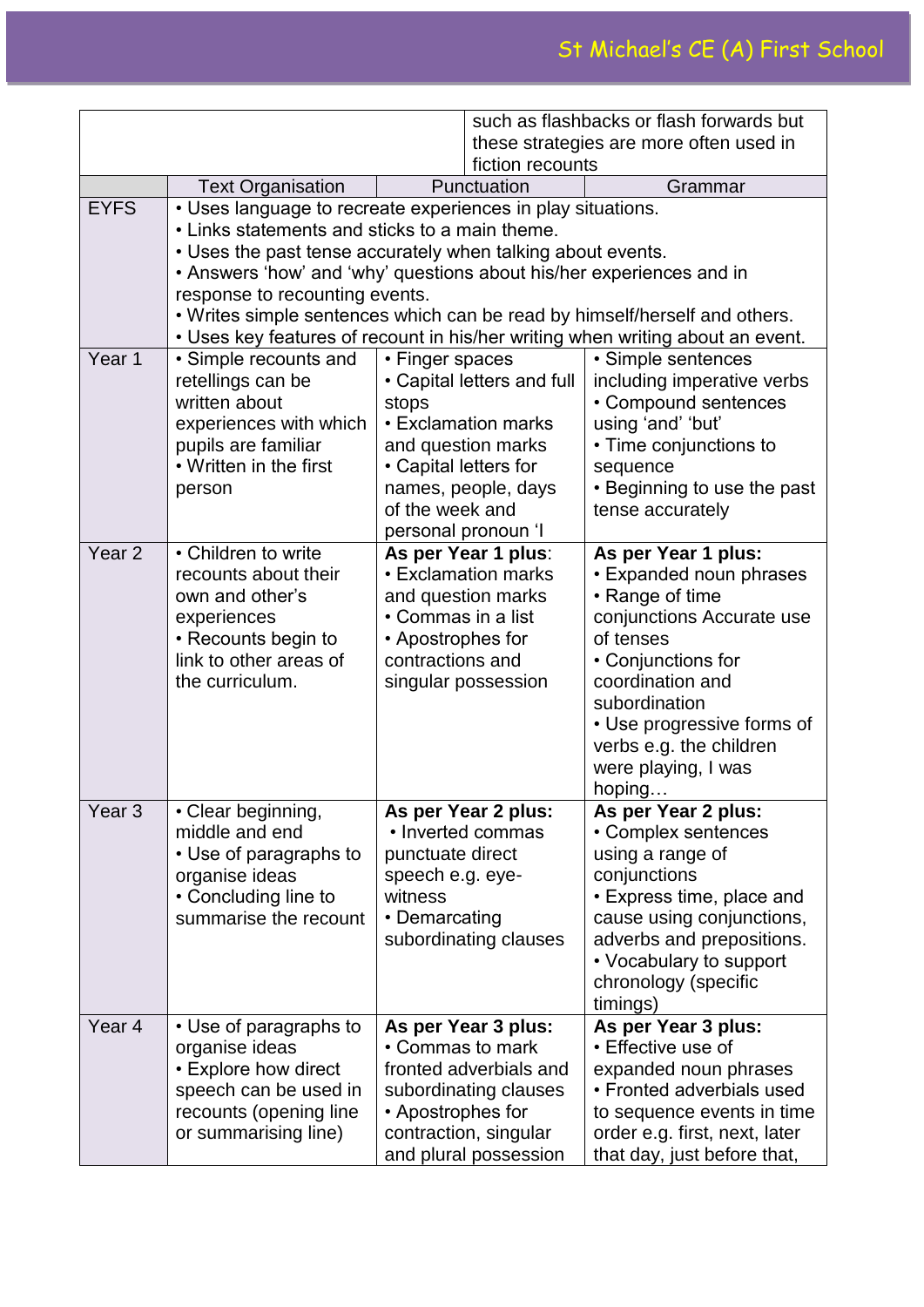| | | | such as flashbacks or flash forwards but these strategies are more often used in fiction recounts |
|---|---|---|---|
| | Text Organisation | Punctuation | Grammar |
| EYFS | • Uses language to recreate experiences in play situations.<br>• Links statements and sticks to a main theme.<br>• Uses the past tense accurately when talking about events.<br>• Answers 'how' and 'why' questions about his/her experiences and in response to recounting events.<br>• Writes simple sentences which can be read by himself/herself and others.<br>• Uses key features of recount in his/her writing when writing about an event. | | |
| Year 1 | • Simple recounts and retellings can be written about experiences with which pupils are familiar<br>• Written in the first person | • Finger spaces<br>• Capital letters and full stops<br>• Exclamation marks and question marks<br>• Capital letters for names, people, days of the week and personal pronoun 'I | • Simple sentences including imperative verbs<br>• Compound sentences using 'and' 'but'<br>• Time conjunctions to sequence<br>• Beginning to use the past tense accurately |
| Year 2 | • Children to write recounts about their own and other's experiences<br>• Recounts begin to link to other areas of the curriculum. | **As per Year 1 plus**:<br>• Exclamation marks and question marks<br>• Commas in a list<br>• Apostrophes for contractions and singular possession | **As per Year 1 plus:**<br>• Expanded noun phrases<br>• Range of time conjunctions Accurate use of tenses<br>• Conjunctions for coordination and subordination<br>• Use progressive forms of verbs e.g. the children were playing, I was hoping… |
| Year 3 | • Clear beginning, middle and end<br>• Use of paragraphs to organise ideas<br>• Concluding line to summarise the recount | **As per Year 2 plus:**<br>• Inverted commas punctuate direct speech e.g. eye-witness<br>• Demarcating subordinating clauses | **As per Year 2 plus:**<br>• Complex sentences using a range of conjunctions<br>• Express time, place and cause using conjunctions, adverbs and prepositions.<br>• Vocabulary to support chronology (specific timings) |
| Year 4 | • Use of paragraphs to organise ideas<br>• Explore how direct speech can be used in recounts (opening line or summarising line) | **As per Year 3 plus:**<br>• Commas to mark fronted adverbials and subordinating clauses<br>• Apostrophes for contraction, singular and plural possession | **As per Year 3 plus:**<br>• Effective use of expanded noun phrases<br>• Fronted adverbials used to sequence events in time order e.g. first, next, later that day, just before that, |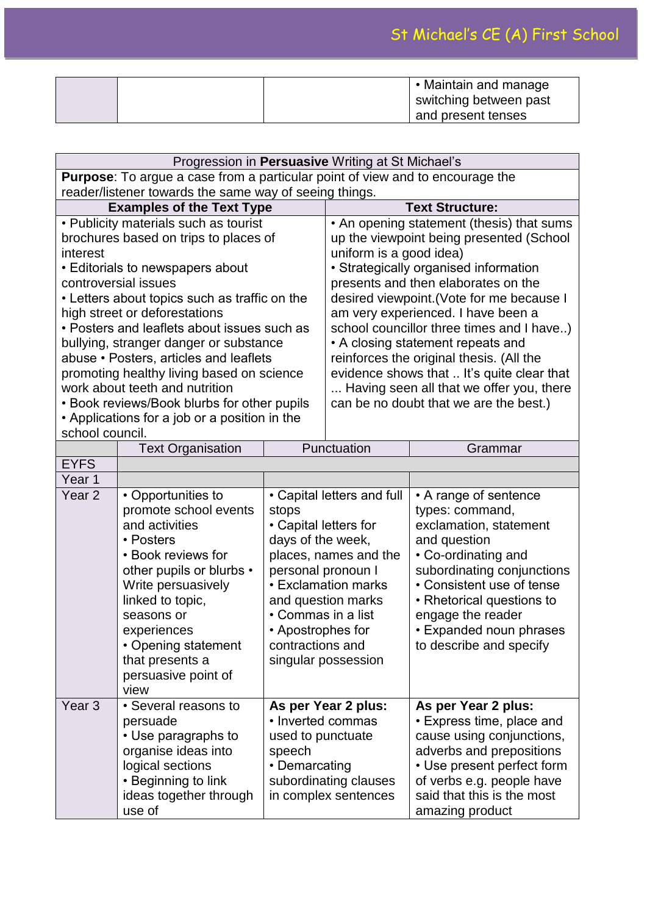| | | | • Maintain and manage switching between past and present tenses |
|---|---|---|---|

| Progression in **Persuasive** Writing at St Michael's | | | |
|---|---|---|---|
| **Purpose**: To argue a case from a particular point of view and to encourage the reader/listener towards the same way of seeing things. | | | |
| **Examples of the Text Type** | | **Text Structure:** | |
| • Publicity materials such as tourist brochures based on trips to places of interest<br>• Editorials to newspapers about controversial issues<br>• Letters about topics such as traffic on the high street or deforestations<br>• Posters and leaflets about issues such as bullying, stranger danger or substance abuse • Posters, articles and leaflets promoting healthy living based on science work about teeth and nutrition<br>• Book reviews/Book blurbs for other pupils<br>• Applications for a job or a position in the school council. | | • An opening statement (thesis) that sums up the viewpoint being presented (School uniform is a good idea)<br>• Strategically organised information presents and then elaborates on the desired viewpoint.(Vote for me because I am very experienced. I have been a school councillor three times and I have..)<br>• A closing statement repeats and reinforces the original thesis. (All the evidence shows that .. It's quite clear that ... Having seen all that we offer you, there can be no doubt that we are the best.) | |
| | Text Organisation | Punctuation | Grammar |
| EYFS | | | |
| Year 1 | | | |
| Year 2 | • Opportunities to promote school events and activities<br>• Posters<br>• Book reviews for other pupils or blurbs • Write persuasively linked to topic, seasons or experiences<br>• Opening statement that presents a persuasive point of view | • Capital letters and full stops<br>• Capital letters for days of the week, places, names and the personal pronoun I<br>• Exclamation marks and question marks<br>• Commas in a list<br>• Apostrophes for contractions and singular possession | • A range of sentence types: command, exclamation, statement and question<br>• Co-ordinating and subordinating conjunctions<br>• Consistent use of tense<br>• Rhetorical questions to engage the reader<br>• Expanded noun phrases to describe and specify |
| Year 3 | • Several reasons to persuade<br>• Use paragraphs to organise ideas into logical sections<br>• Beginning to link ideas together through use of | **As per Year 2 plus:**<br>• Inverted commas used to punctuate speech<br>• Demarcating subordinating clauses in complex sentences | **As per Year 2 plus:**<br>• Express time, place and cause using conjunctions, adverbs and prepositions<br>• Use present perfect form of verbs e.g. people have said that this is the most amazing product |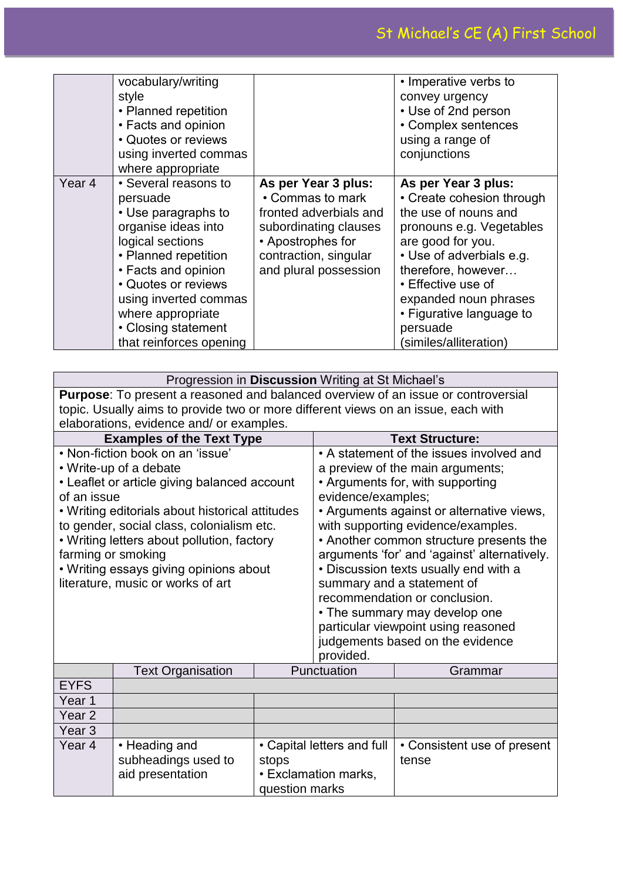| | | | |
|---|---|---|---|
| | vocabulary/writing style<br>• Planned repetition<br>• Facts and opinion<br>• Quotes or reviews using inverted commas where appropriate | | • Imperative verbs to convey urgency<br>• Use of 2nd person<br>• Complex sentences using a range of conjunctions |
| Year 4 | • Several reasons to persuade<br>• Use paragraphs to organise ideas into logical sections<br>• Planned repetition<br>• Facts and opinion<br>• Quotes or reviews using inverted commas where appropriate<br>• Closing statement that reinforces opening | **As per Year 3 plus:**<br>• Commas to mark fronted adverbials and subordinating clauses<br>• Apostrophes for contraction, singular and plural possession | **As per Year 3 plus:**<br>• Create cohesion through the use of nouns and pronouns e.g. Vegetables are good for you.<br>• Use of adverbials e.g. therefore, however…<br>• Effective use of expanded noun phrases<br>• Figurative language to persuade (similes/alliteration) |

Progression in **Discussion** Writing at St Michael's

**Purpose**: To present a reasoned and balanced overview of an issue or controversial topic. Usually aims to provide two or more different views on an issue, each with elaborations, evidence and/ or examples.

| Examples of the Text Type | Text Structure: |
|---|---|
| • Non-fiction book on an 'issue'<br>• Write-up of a debate<br>• Leaflet or article giving balanced account of an issue<br>• Writing editorials about historical attitudes to gender, social class, colonialism etc.<br>• Writing letters about pollution, factory farming or smoking<br>• Writing essays giving opinions about literature, music or works of art | • A statement of the issues involved and a preview of the main arguments;<br>• Arguments for, with supporting evidence/examples;<br>• Arguments against or alternative views, with supporting evidence/examples.<br>• Another common structure presents the arguments 'for' and 'against' alternatively.<br>• Discussion texts usually end with a summary and a statement of recommendation or conclusion.<br>• The summary may develop one particular viewpoint using reasoned judgements based on the evidence provided. |

| | Text Organisation | Punctuation | Grammar |
|---|---|---|---|
| EYFS | | | |
| Year 1 | | | |
| Year 2 | | | |
| Year 3 | | | |
| Year 4 | • Heading and subheadings used to aid presentation | • Capital letters and full stops<br>• Exclamation marks, question marks | • Consistent use of present tense |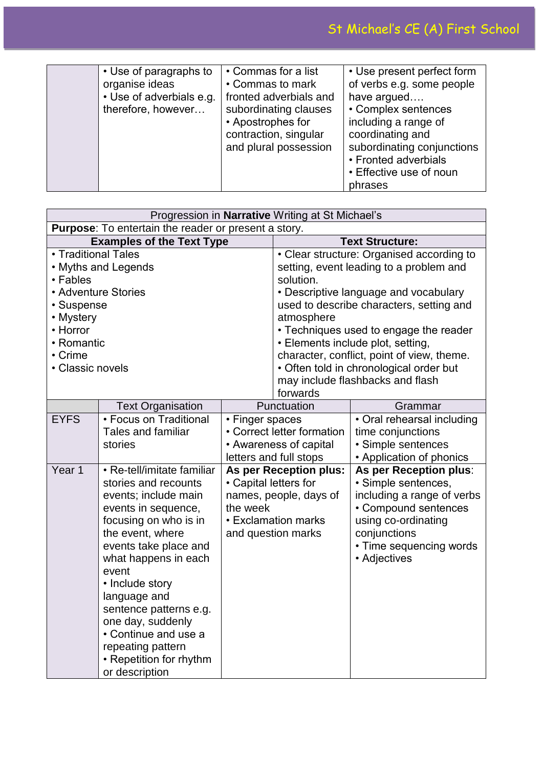| | | | |
|---|---|---|---|
| | • Use of paragraphs to organise ideas<br>• Use of adverbials e.g. therefore, however… | • Commas for a list<br>• Commas to mark fronted adverbials and subordinating clauses<br>• Apostrophes for contraction, singular and plural possession | • Use present perfect form of verbs e.g. some people have argued….<br>• Complex sentences including a range of coordinating and subordinating conjunctions<br>• Fronted adverbials<br>• Effective use of noun phrases |

| Progression in **Narrative** Writing at St Michael's | | | |
|---|---|---|---|
| **Purpose**: To entertain the reader or present a story. | | | |
| **Examples of the Text Type** | | **Text Structure:** | |
| • Traditional Tales<br>• Myths and Legends<br>• Fables<br>• Adventure Stories<br>• Suspense<br>• Mystery<br>• Horror<br>• Romantic<br>• Crime<br>• Classic novels | | • Clear structure: Organised according to setting, event leading to a problem and solution.<br>• Descriptive language and vocabulary used to describe characters, setting and atmosphere<br>• Techniques used to engage the reader<br>• Elements include plot, setting, character, conflict, point of view, theme.<br>• Often told in chronological order but may include flashbacks and flash forwards | |
| | Text Organisation | Punctuation | Grammar |
| EYFS | • Focus on Traditional Tales and familiar stories | • Finger spaces<br>• Correct letter formation<br>• Awareness of capital letters and full stops | • Oral rehearsal including time conjunctions<br>• Simple sentences<br>• Application of phonics |
| Year 1 | • Re-tell/imitate familiar stories and recounts events; include main events in sequence, focusing on who is in the event, where events take place and what happens in each event<br>• Include story language and sentence patterns e.g. one day, suddenly<br>• Continue and use a repeating pattern<br>• Repetition for rhythm or description | **As per Reception plus:**<br>• Capital letters for names, people, days of the week<br>• Exclamation marks and question marks | **As per Reception plus**:<br>• Simple sentences, including a range of verbs<br>• Compound sentences using co-ordinating conjunctions<br>• Time sequencing words<br>• Adjectives |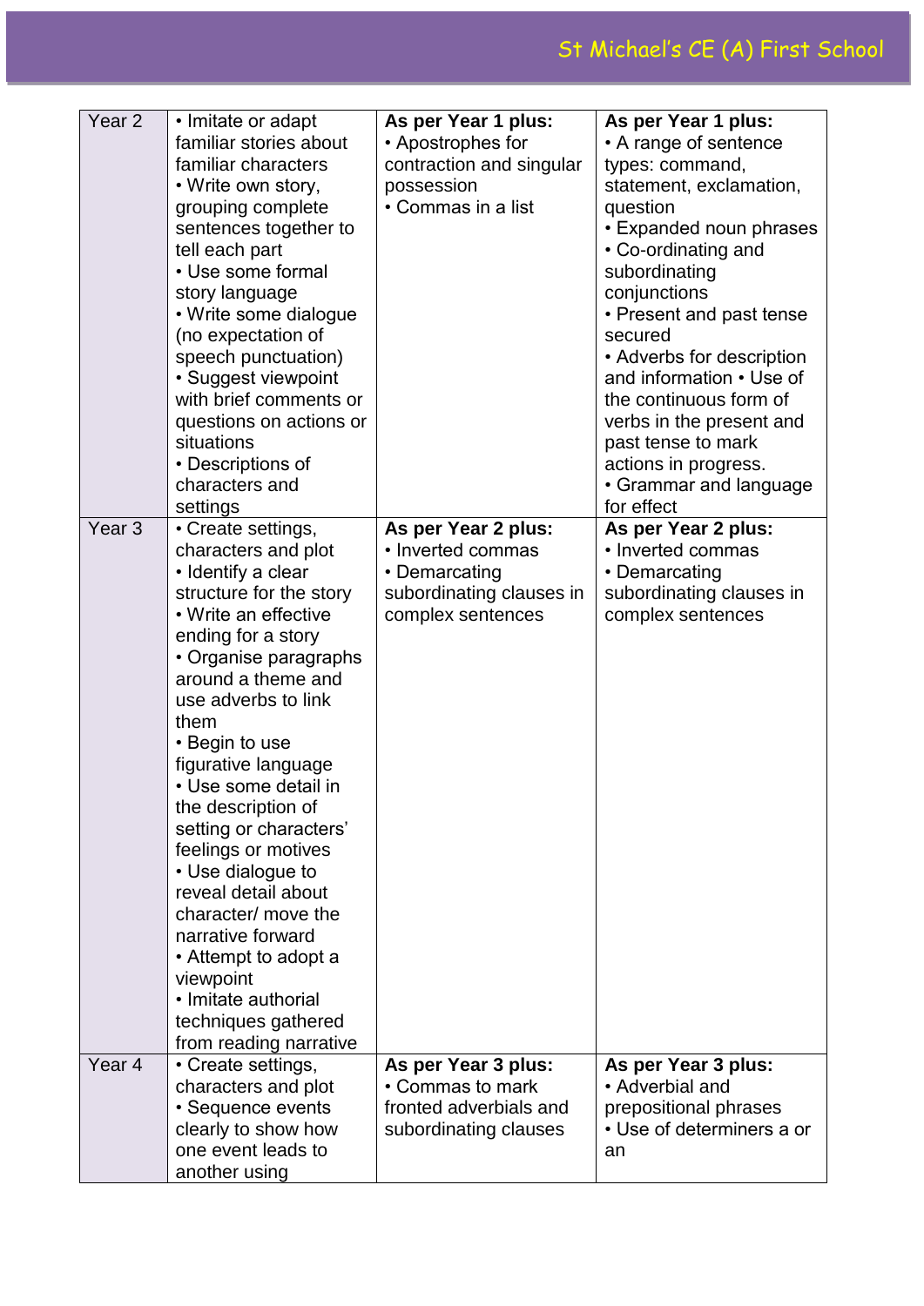| Year 2 | • Imitate or adapt familiar stories about familiar characters<br>• Write own story, grouping complete sentences together to tell each part<br>• Use some formal story language<br>• Write some dialogue (no expectation of speech punctuation)<br>• Suggest viewpoint with brief comments or questions on actions or situations<br>• Descriptions of characters and settings | **As per Year 1 plus:**<br>• Apostrophes for contraction and singular possession<br>• Commas in a list | **As per Year 1 plus:**<br>• A range of sentence types: command, statement, exclamation, question<br>• Expanded noun phrases<br>• Co-ordinating and subordinating conjunctions<br>• Present and past tense secured<br>• Adverbs for description and information • Use of the continuous form of verbs in the present and past tense to mark actions in progress.<br>• Grammar and language for effect |
|---|---|---|---|
| Year 3 | • Create settings, characters and plot<br>• Identify a clear structure for the story<br>• Write an effective ending for a story<br>• Organise paragraphs around a theme and use adverbs to link them<br>• Begin to use figurative language<br>• Use some detail in the description of setting or characters' feelings or motives<br>• Use dialogue to reveal detail about character/ move the narrative forward<br>• Attempt to adopt a viewpoint<br>• Imitate authorial techniques gathered from reading narrative | **As per Year 2 plus:**<br>• Inverted commas<br>• Demarcating subordinating clauses in complex sentences | **As per Year 2 plus:**<br>• Inverted commas<br>• Demarcating subordinating clauses in complex sentences |
| Year 4 | • Create settings, characters and plot<br>• Sequence events clearly to show how one event leads to another using | **As per Year 3 plus:**<br>• Commas to mark fronted adverbials and subordinating clauses | **As per Year 3 plus:**<br>• Adverbial and prepositional phrases<br>• Use of determiners a or an |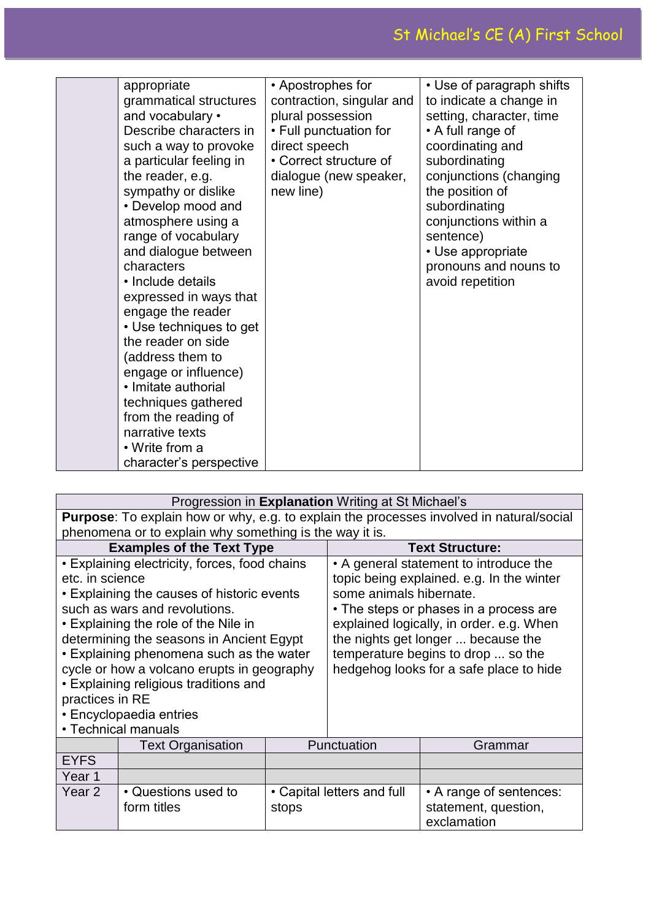| | | | |
|---|---|---|---|
| | appropriate grammatical structures and vocabulary • Describe characters in such a way to provoke a particular feeling in the reader, e.g. sympathy or dislike • Develop mood and atmosphere using a range of vocabulary and dialogue between characters • Include details expressed in ways that engage the reader • Use techniques to get the reader on side (address them to engage or influence) • Imitate authorial techniques gathered from the reading of narrative texts • Write from a character's perspective | • Apostrophes for contraction, singular and plural possession • Full punctuation for direct speech • Correct structure of dialogue (new speaker, new line) | • Use of paragraph shifts to indicate a change in setting, character, time • A full range of coordinating and subordinating conjunctions (changing the position of subordinating conjunctions within a sentence) • Use appropriate pronouns and nouns to avoid repetition |

| Progression in **Explanation** Writing at St Michael's | | | |
|---|---|---|---|
| **Purpose**: To explain how or why, e.g. to explain the processes involved in natural/social phenomena or to explain why something is the way it is. | | | |
| **Examples of the Text Type** | | **Text Structure:** | |
| • Explaining electricity, forces, food chains etc. in science • Explaining the causes of historic events such as wars and revolutions. • Explaining the role of the Nile in determining the seasons in Ancient Egypt • Explaining phenomena such as the water cycle or how a volcano erupts in geography • Explaining religious traditions and practices in RE • Encyclopaedia entries • Technical manuals | | • A general statement to introduce the topic being explained. e.g. In the winter some animals hibernate. • The steps or phases in a process are explained logically, in order. e.g. When the nights get longer ... because the temperature begins to drop ... so the hedgehog looks for a safe place to hide | |
| | Text Organisation | Punctuation | Grammar |
| EYFS | | | |
| Year 1 | | | |
| Year 2 | • Questions used to form titles | • Capital letters and full stops | • A range of sentences: statement, question, exclamation |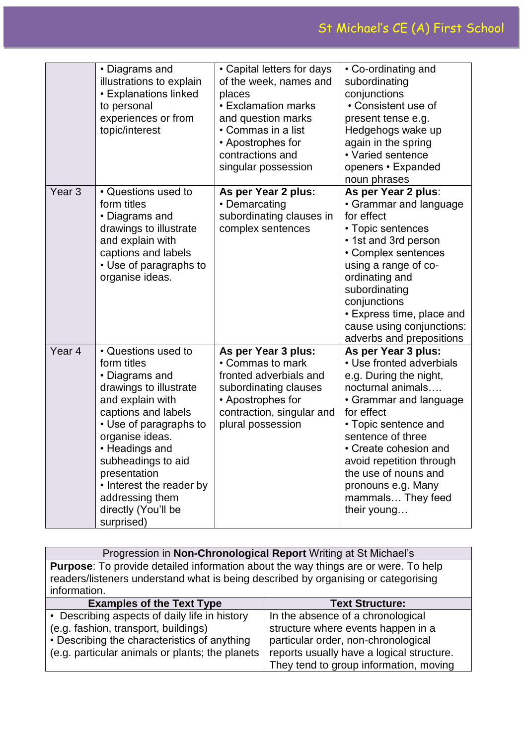| | | | |
|---|---|---|---|
| | • Diagrams and illustrations to explain<br>• Explanations linked to personal experiences or from topic/interest | • Capital letters for days of the week, names and places<br>• Exclamation marks and question marks<br>• Commas in a list<br>• Apostrophes for contractions and singular possession | • Co-ordinating and subordinating conjunctions<br>• Consistent use of present tense e.g. Hedgehogs wake up again in the spring<br>• Varied sentence openers • Expanded noun phrases |
| Year 3 | • Questions used to form titles<br>• Diagrams and drawings to illustrate and explain with captions and labels<br>• Use of paragraphs to organise ideas. | **As per Year 2 plus:**<br>• Demarcating subordinating clauses in complex sentences | **As per Year 2 plus**:<br>• Grammar and language for effect<br>• Topic sentences<br>• 1st and 3rd person<br>• Complex sentences using a range of co-ordinating and subordinating conjunctions<br>• Express time, place and cause using conjunctions: adverbs and prepositions |
| Year 4 | • Questions used to form titles<br>• Diagrams and drawings to illustrate and explain with captions and labels<br>• Use of paragraphs to organise ideas.<br>• Headings and subheadings to aid presentation<br>• Interest the reader by addressing them directly (You'll be surprised) | **As per Year 3 plus:**<br>• Commas to mark fronted adverbials and subordinating clauses<br>• Apostrophes for contraction, singular and plural possession | **As per Year 3 plus:**<br>• Use fronted adverbials e.g. During the night, nocturnal animals….<br>• Grammar and language for effect<br>• Topic sentence and sentence of three<br>• Create cohesion and avoid repetition through the use of nouns and pronouns e.g. Many mammals… They feed their young… |

| Progression in **Non-Chronological Report** Writing at St Michael's | |
|---|---|
| **Purpose**: To provide detailed information about the way things are or were. To help readers/listeners understand what is being described by organising or categorising information. | |
| **Examples of the Text Type** | **Text Structure:** |
| • Describing aspects of daily life in history (e.g. fashion, transport, buildings)<br>• Describing the characteristics of anything (e.g. particular animals or plants; the planets | In the absence of a chronological structure where events happen in a particular order, non-chronological reports usually have a logical structure. They tend to group information, moving |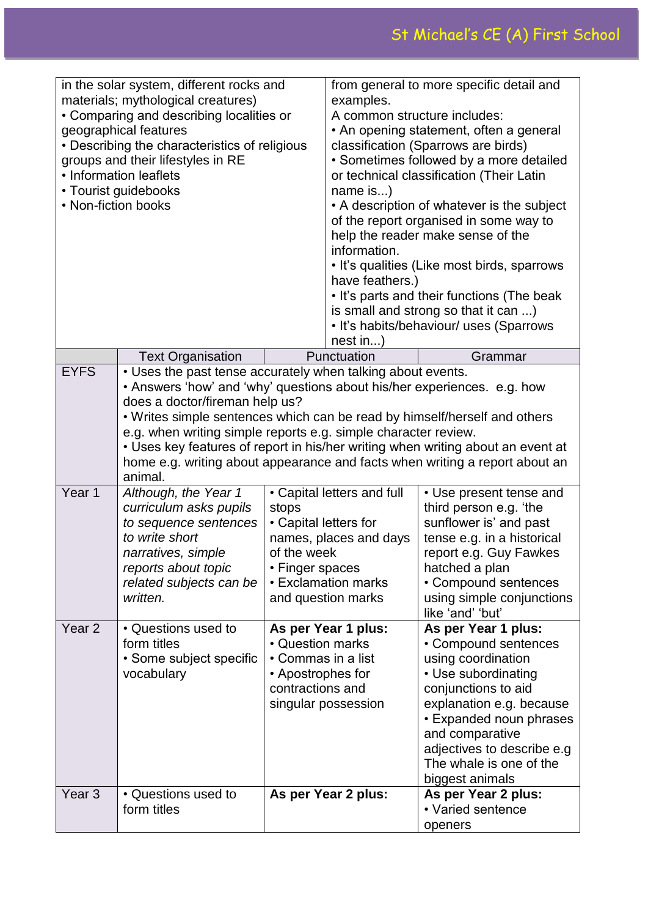| | | |
|---|---|---|
| in the solar system, different rocks and materials; mythological creatures)<br>• Comparing and describing localities or geographical features<br>• Describing the characteristics of religious groups and their lifestyles in RE<br>• Information leaflets<br>• Tourist guidebooks<br>• Non-fiction books | | from general to more specific detail and examples.<br>A common structure includes:<br>• An opening statement, often a general classification (Sparrows are birds)<br>• Sometimes followed by a more detailed or technical classification (Their Latin name is...)<br>• A description of whatever is the subject of the report organised in some way to help the reader make sense of the information.<br>• It's qualities (Like most birds, sparrows have feathers.)<br>• It's parts and their functions (The beak is small and strong so that it can ...)<br>• It's habits/behaviour/ uses (Sparrows nest in...) |

| | Text Organisation | Punctuation | Grammar |
|---|---|---|---|
| EYFS | • Uses the past tense accurately when talking about events.<br>• Answers 'how' and 'why' questions about his/her experiences. e.g. how does a doctor/fireman help us?<br>• Writes simple sentences which can be read by himself/herself and others e.g. when writing simple reports e.g. simple character review.<br>• Uses key features of report in his/her writing when writing about an event at home e.g. writing about appearance and facts when writing a report about an animal. | | |
| Year 1 | *Although, the Year 1 curriculum asks pupils to sequence sentences to write short narratives, simple reports about topic related subjects can be written.* | • Capital letters and full stops<br>• Capital letters for names, places and days of the week<br>• Finger spaces<br>• Exclamation marks and question marks | • Use present tense and third person e.g. 'the sunflower is' and past tense e.g. in a historical report e.g. Guy Fawkes hatched a plan<br>• Compound sentences using simple conjunctions like 'and' 'but' |
| Year 2 | • Questions used to form titles<br>• Some subject specific vocabulary | **As per Year 1 plus:**<br>• Question marks<br>• Commas in a list<br>• Apostrophes for contractions and singular possession | **As per Year 1 plus:**<br>• Compound sentences using coordination<br>• Use subordinating conjunctions to aid explanation e.g. because<br>• Expanded noun phrases and comparative adjectives to describe e.g The whale is one of the biggest animals |
| Year 3 | • Questions used to form titles | **As per Year 2 plus:** | **As per Year 2 plus:**<br>• Varied sentence openers |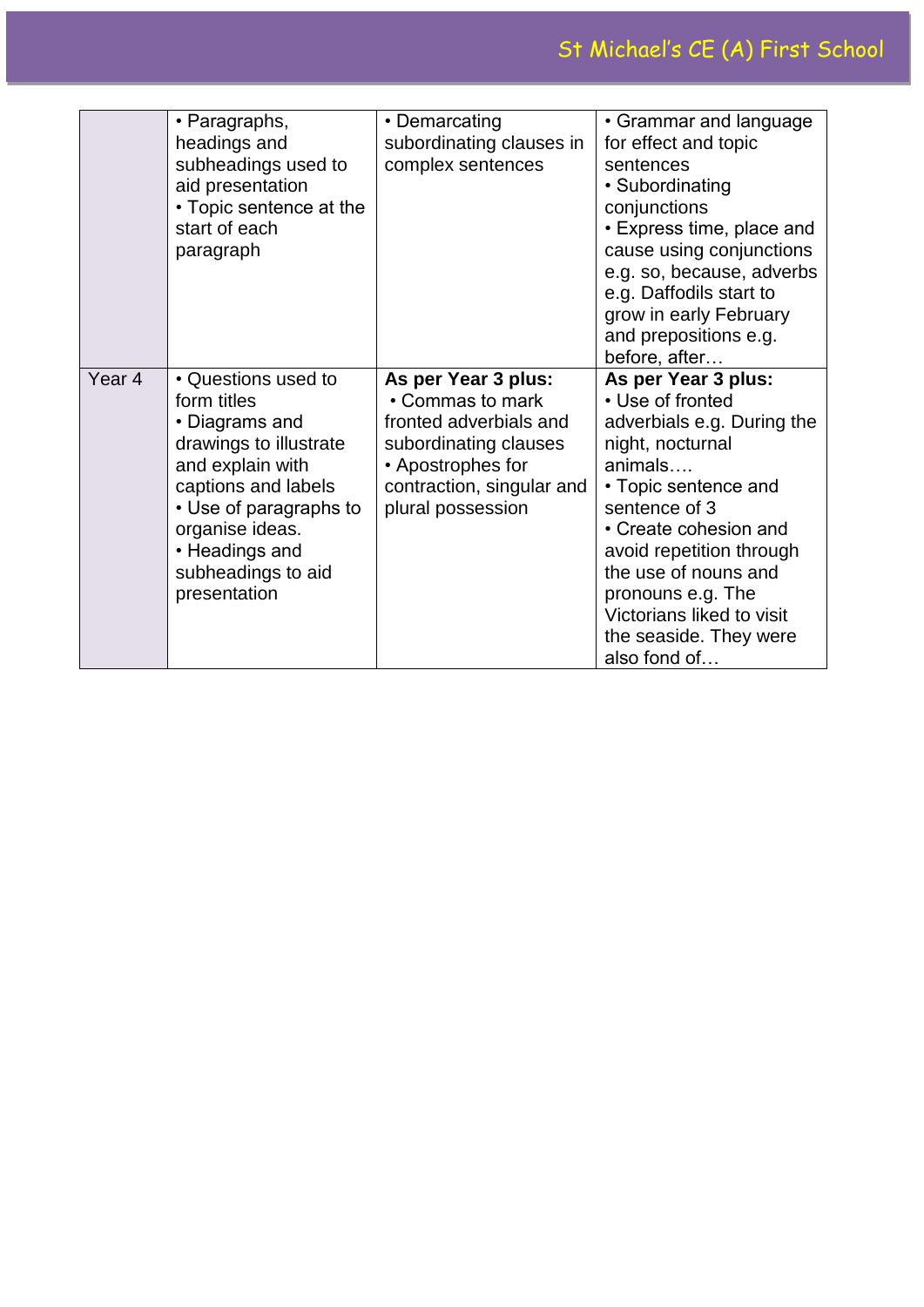| | | | |
|---|---|---|---|
| | • Paragraphs, headings and subheadings used to aid presentation<br>• Topic sentence at the start of each paragraph | • Demarcating subordinating clauses in complex sentences | • Grammar and language for effect and topic sentences<br>• Subordinating conjunctions<br>• Express time, place and cause using conjunctions e.g. so, because, adverbs e.g. Daffodils start to grow in early February and prepositions e.g. before, after… |
| Year 4 | • Questions used to form titles<br>• Diagrams and drawings to illustrate and explain with captions and labels<br>• Use of paragraphs to organise ideas.<br>• Headings and subheadings to aid presentation | **As per Year 3 plus:**<br>• Commas to mark fronted adverbials and subordinating clauses<br>• Apostrophes for contraction, singular and plural possession | **As per Year 3 plus:**<br>• Use of fronted adverbials e.g. During the night, nocturnal animals….<br>• Topic sentence and sentence of 3<br>• Create cohesion and avoid repetition through the use of nouns and pronouns e.g. The Victorians liked to visit the seaside. They were also fond of… |